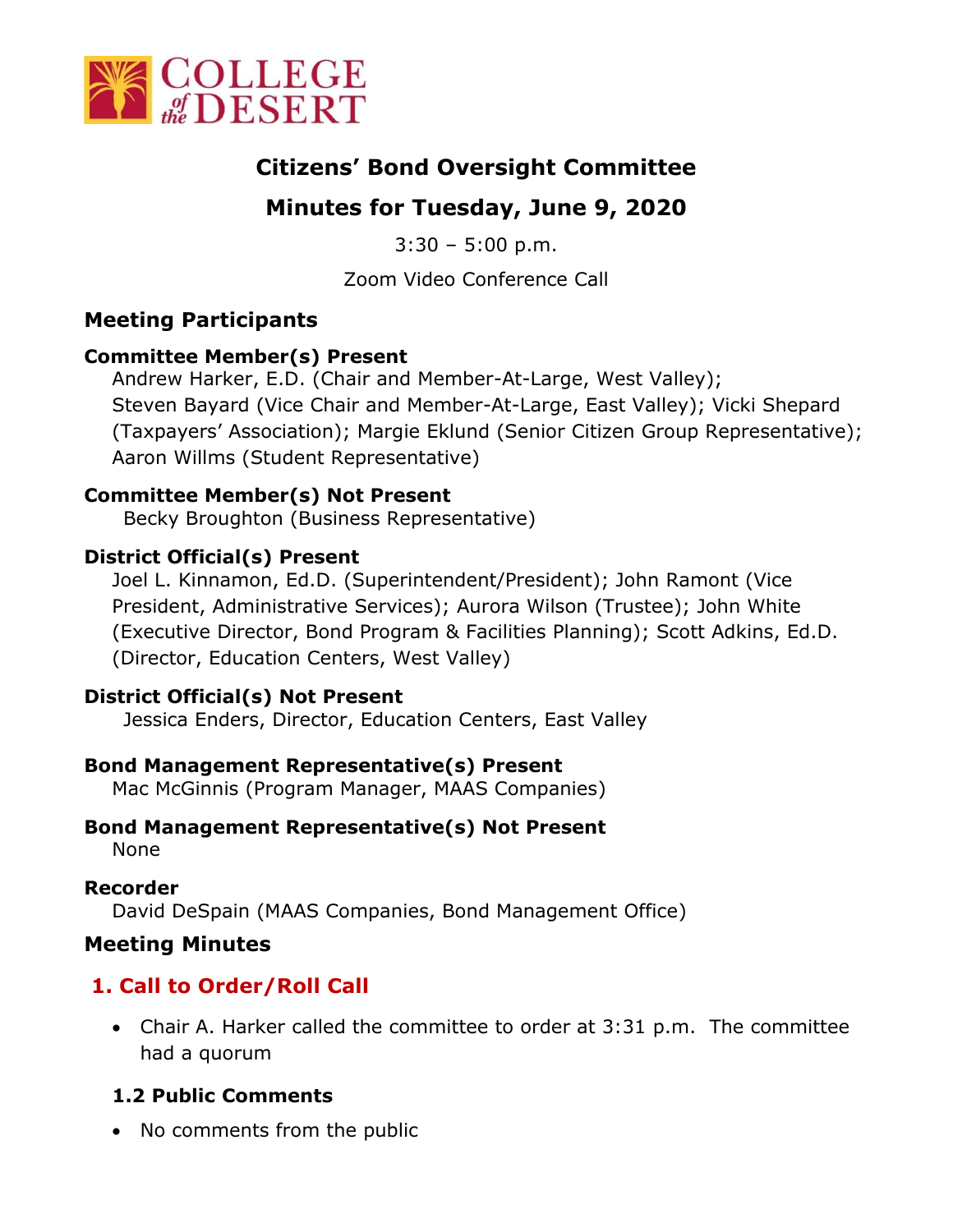# Citizens' Bond Oversight Committee

## Minutes for Tuesday, June 9, 2020

3:30 – 5:00 p.m.

Zoom Video Conference Call

## Meeting Participants

### Committee Member(s) Present

Andrew Harker, E.D. (Chair and Member-At-Large, West Valley); Steven Bayard (Vice Chair and Member-At-Large, East Valley); Vicki Shepard (Taxpayers' Association); Margie Eklund (Senior Citizen Group Representative); Aaron Willms (Student Representative)

### Committee Member(s) Not Present

Becky Broughton (Business Representative)

### District Official(s) Present

Joel L. Kinnamon, Ed.D. (Superintendent/President); John Ramont (Vice President, Administrative Services); Aurora Wilson (Trustee); John White (Executive Director, Bond Program & Facilities Planning); Scott Adkins, Ed.D. (Director, Education Centers, West Valley)

### District Official(s) Not Present

Jessica Enders, Director, Education Centers, East Valley

### Bond Management Representative(s) Present

Mac McGinnis (Program Manager, MAAS Companies)

### Bond Management Representative(s) Not Present

None

### Recorder

David DeSpain (MAAS Companies, Bond Management Office)

## Meeting Minutes

### 1. Call to Order/Roll Call

- Chair A. Harker called the committee to order at 3:31 p.m. The committee had a quorum

### 1.2 Public Comments

- No comments from the public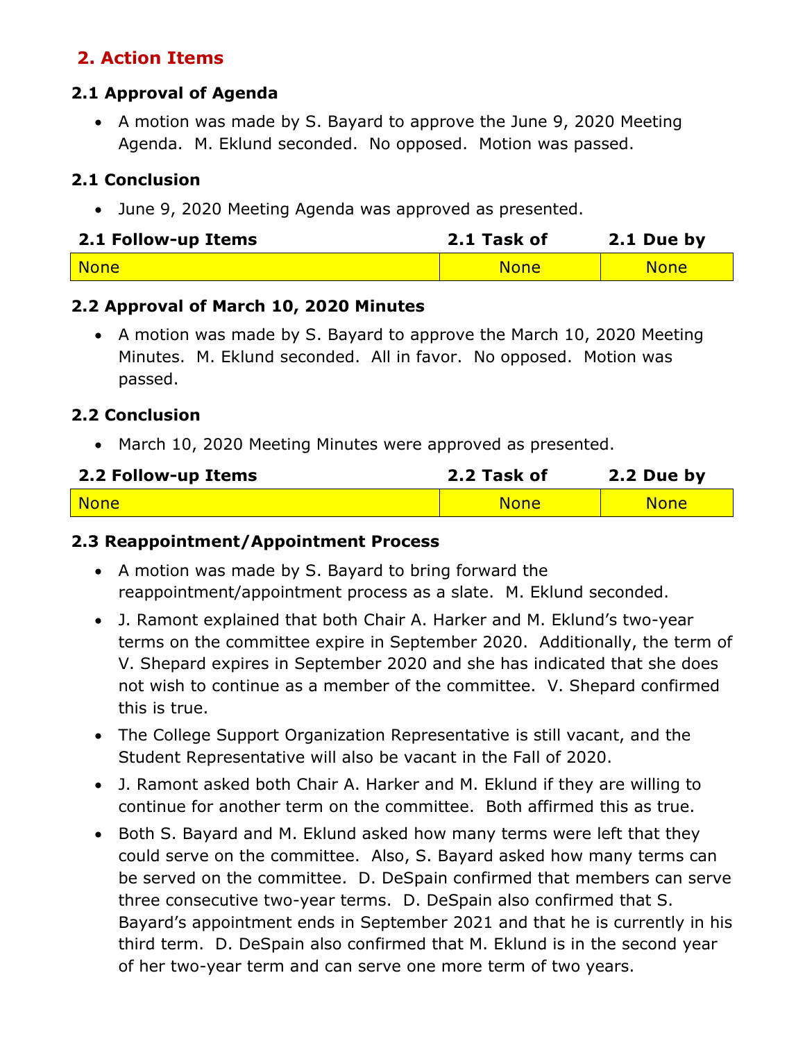## 2. Action Items

### 2.1 Approval of Agenda

- A motion was made by S. Bayard to approve the June 9, 2020 Meeting Agenda. M. Eklund seconded. No opposed. Motion was passed.

### 2.1 Conclusion

- June 9, 2020 Meeting Agenda was approved as presented.

| 2.1 Follow-up Items | 2.1 Task of | 2.1 Due by |
|---|---|---|
| None | None | None |

### 2.2 Approval of March 10, 2020 Minutes

- A motion was made by S. Bayard to approve the March 10, 2020 Meeting Minutes. M. Eklund seconded. All in favor. No opposed. Motion was passed.

### 2.2 Conclusion

- March 10, 2020 Meeting Minutes were approved as presented.

| 2.2 Follow-up Items | 2.2 Task of | 2.2 Due by |
|---|---|---|
| None | None | None |

### 2.3 Reappointment/Appointment Process

- A motion was made by S. Bayard to bring forward the reappointment/appointment process as a slate. M. Eklund seconded.
- J. Ramont explained that both Chair A. Harker and M. Eklund's two-year terms on the committee expire in September 2020. Additionally, the term of V. Shepard expires in September 2020 and she has indicated that she does not wish to continue as a member of the committee. V. Shepard confirmed this is true.
- The College Support Organization Representative is still vacant, and the Student Representative will also be vacant in the Fall of 2020.
- J. Ramont asked both Chair A. Harker and M. Eklund if they are willing to continue for another term on the committee. Both affirmed this as true.
- Both S. Bayard and M. Eklund asked how many terms were left that they could serve on the committee. Also, S. Bayard asked how many terms can be served on the committee. D. DeSpain confirmed that members can serve three consecutive two-year terms. D. DeSpain also confirmed that S. Bayard's appointment ends in September 2021 and that he is currently in his third term. D. DeSpain also confirmed that M. Eklund is in the second year of her two-year term and can serve one more term of two years.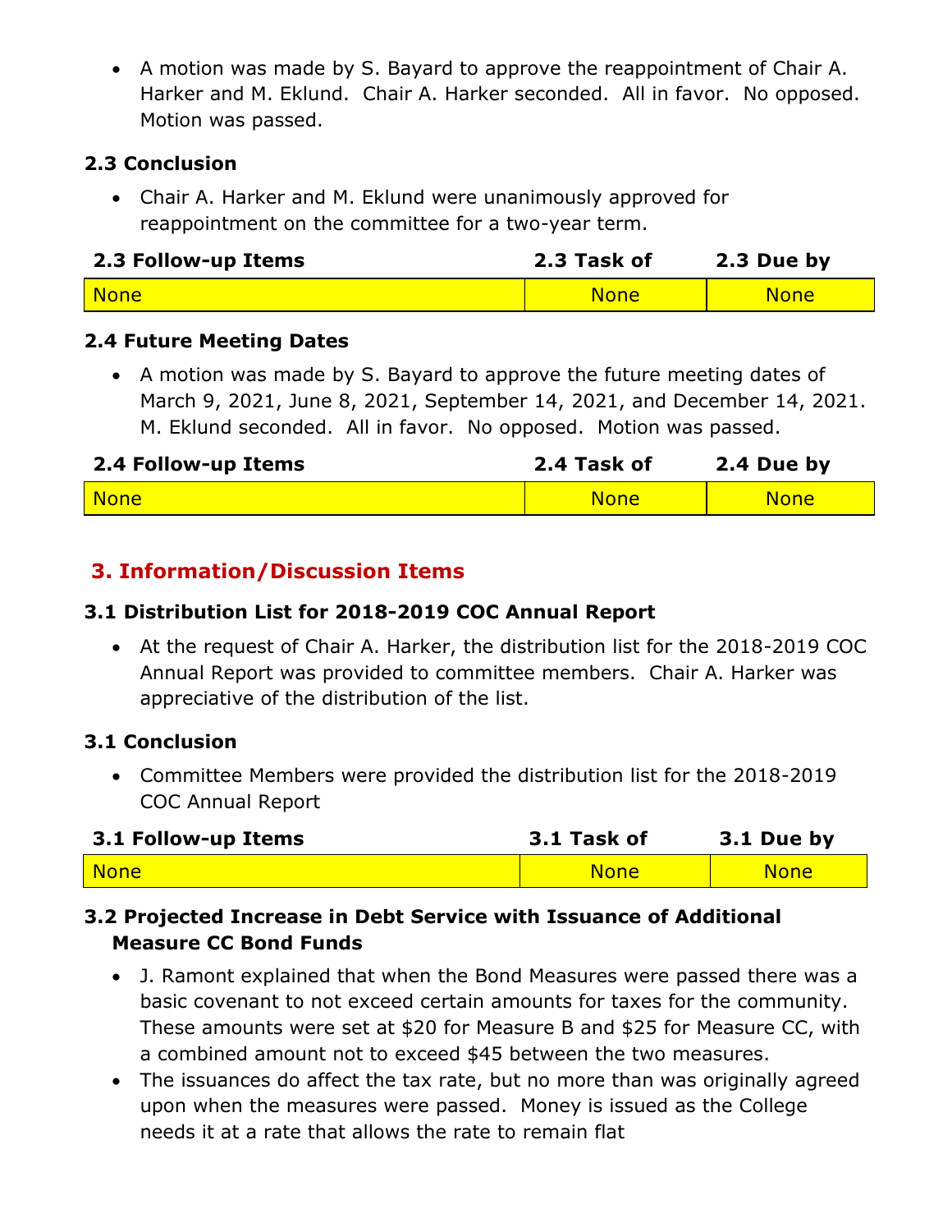- A motion was made by S. Bayard to approve the reappointment of Chair A. Harker and M. Eklund. Chair A. Harker seconded. All in favor. No opposed. Motion was passed.

### 2.3 Conclusion

- Chair A. Harker and M. Eklund were unanimously approved for reappointment on the committee for a two-year term.

| 2.3 Follow-up Items | 2.3 Task of | 2.3 Due by |
|---|---|---|
| None | None | None |

### 2.4 Future Meeting Dates

- A motion was made by S. Bayard to approve the future meeting dates of March 9, 2021, June 8, 2021, September 14, 2021, and December 14, 2021. M. Eklund seconded. All in favor. No opposed. Motion was passed.

| 2.4 Follow-up Items | 2.4 Task of | 2.4 Due by |
|---|---|---|
| None | None | None |

## 3. Information/Discussion Items

### 3.1 Distribution List for 2018-2019 COC Annual Report

- At the request of Chair A. Harker, the distribution list for the 2018-2019 COC Annual Report was provided to committee members. Chair A. Harker was appreciative of the distribution of the list.

### 3.1 Conclusion

- Committee Members were provided the distribution list for the 2018-2019 COC Annual Report

| 3.1 Follow-up Items | 3.1 Task of | 3.1 Due by |
|---|---|---|
| None | None | None |

### 3.2 Projected Increase in Debt Service with Issuance of Additional Measure CC Bond Funds

- J. Ramont explained that when the Bond Measures were passed there was a basic covenant to not exceed certain amounts for taxes for the community. These amounts were set at $20 for Measure B and $25 for Measure CC, with a combined amount not to exceed $45 between the two measures.
- The issuances do affect the tax rate, but no more than was originally agreed upon when the measures were passed. Money is issued as the College needs it at a rate that allows the rate to remain flat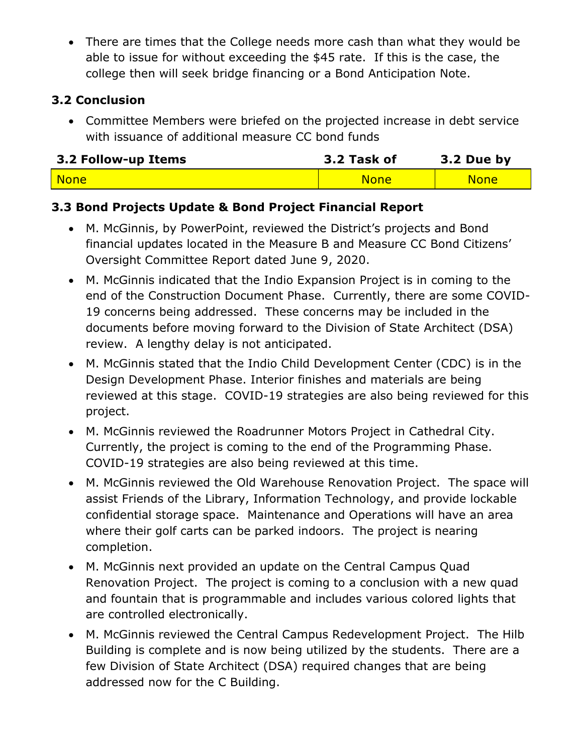- There are times that the College needs more cash than what they would be able to issue for without exceeding the $45 rate. If this is the case, the college then will seek bridge financing or a Bond Anticipation Note.

### 3.2 Conclusion

- Committee Members were briefed on the projected increase in debt service with issuance of additional measure CC bond funds

| 3.2 Follow-up Items | 3.2 Task of | 3.2 Due by |
|---|---|---|
| None | None | None |

### 3.3 Bond Projects Update & Bond Project Financial Report

- M. McGinnis, by PowerPoint, reviewed the District's projects and Bond financial updates located in the Measure B and Measure CC Bond Citizens' Oversight Committee Report dated June 9, 2020.
- M. McGinnis indicated that the Indio Expansion Project is in coming to the end of the Construction Document Phase. Currently, there are some COVID-19 concerns being addressed. These concerns may be included in the documents before moving forward to the Division of State Architect (DSA) review. A lengthy delay is not anticipated.
- M. McGinnis stated that the Indio Child Development Center (CDC) is in the Design Development Phase. Interior finishes and materials are being reviewed at this stage. COVID-19 strategies are also being reviewed for this project.
- M. McGinnis reviewed the Roadrunner Motors Project in Cathedral City. Currently, the project is coming to the end of the Programming Phase. COVID-19 strategies are also being reviewed at this time.
- M. McGinnis reviewed the Old Warehouse Renovation Project. The space will assist Friends of the Library, Information Technology, and provide lockable confidential storage space. Maintenance and Operations will have an area where their golf carts can be parked indoors. The project is nearing completion.
- M. McGinnis next provided an update on the Central Campus Quad Renovation Project. The project is coming to a conclusion with a new quad and fountain that is programmable and includes various colored lights that are controlled electronically.
- M. McGinnis reviewed the Central Campus Redevelopment Project. The Hilb Building is complete and is now being utilized by the students. There are a few Division of State Architect (DSA) required changes that are being addressed now for the C Building.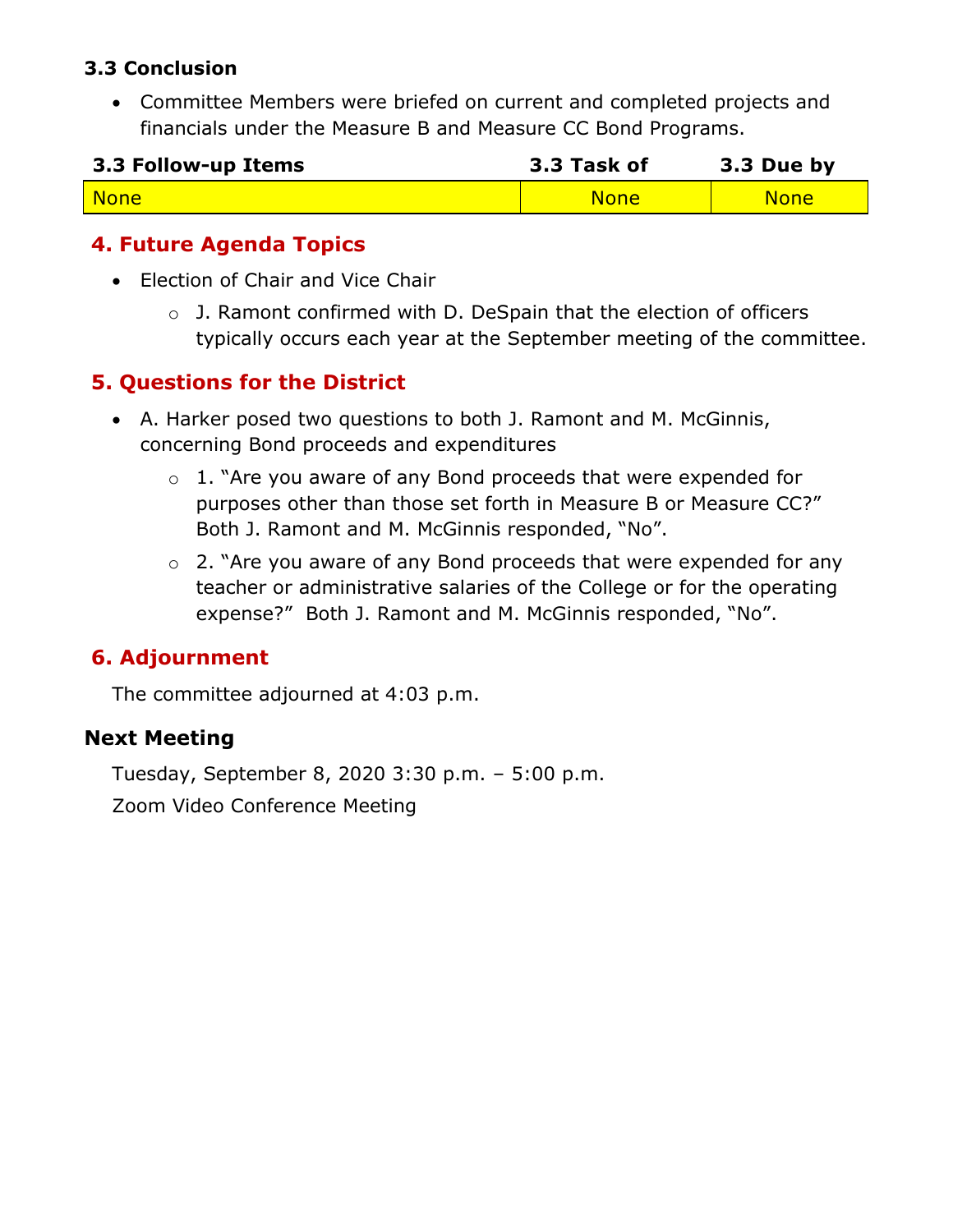### 3.3 Conclusion

- Committee Members were briefed on current and completed projects and financials under the Measure B and Measure CC Bond Programs.

| 3.3 Follow-up Items | 3.3 Task of | 3.3 Due by |
|---|---|---|
| None | None | None |

## 4. Future Agenda Topics

- Election of Chair and Vice Chair
  - J. Ramont confirmed with D. DeSpain that the election of officers typically occurs each year at the September meeting of the committee.

## 5. Questions for the District

- A. Harker posed two questions to both J. Ramont and M. McGinnis, concerning Bond proceeds and expenditures
  - 1. "Are you aware of any Bond proceeds that were expended for purposes other than those set forth in Measure B or Measure CC?" Both J. Ramont and M. McGinnis responded, "No".
  - 2. "Are you aware of any Bond proceeds that were expended for any teacher or administrative salaries of the College or for the operating expense?" Both J. Ramont and M. McGinnis responded, "No".

## 6. Adjournment

The committee adjourned at 4:03 p.m.

### Next Meeting

Tuesday, September 8, 2020 3:30 p.m. – 5:00 p.m.

Zoom Video Conference Meeting